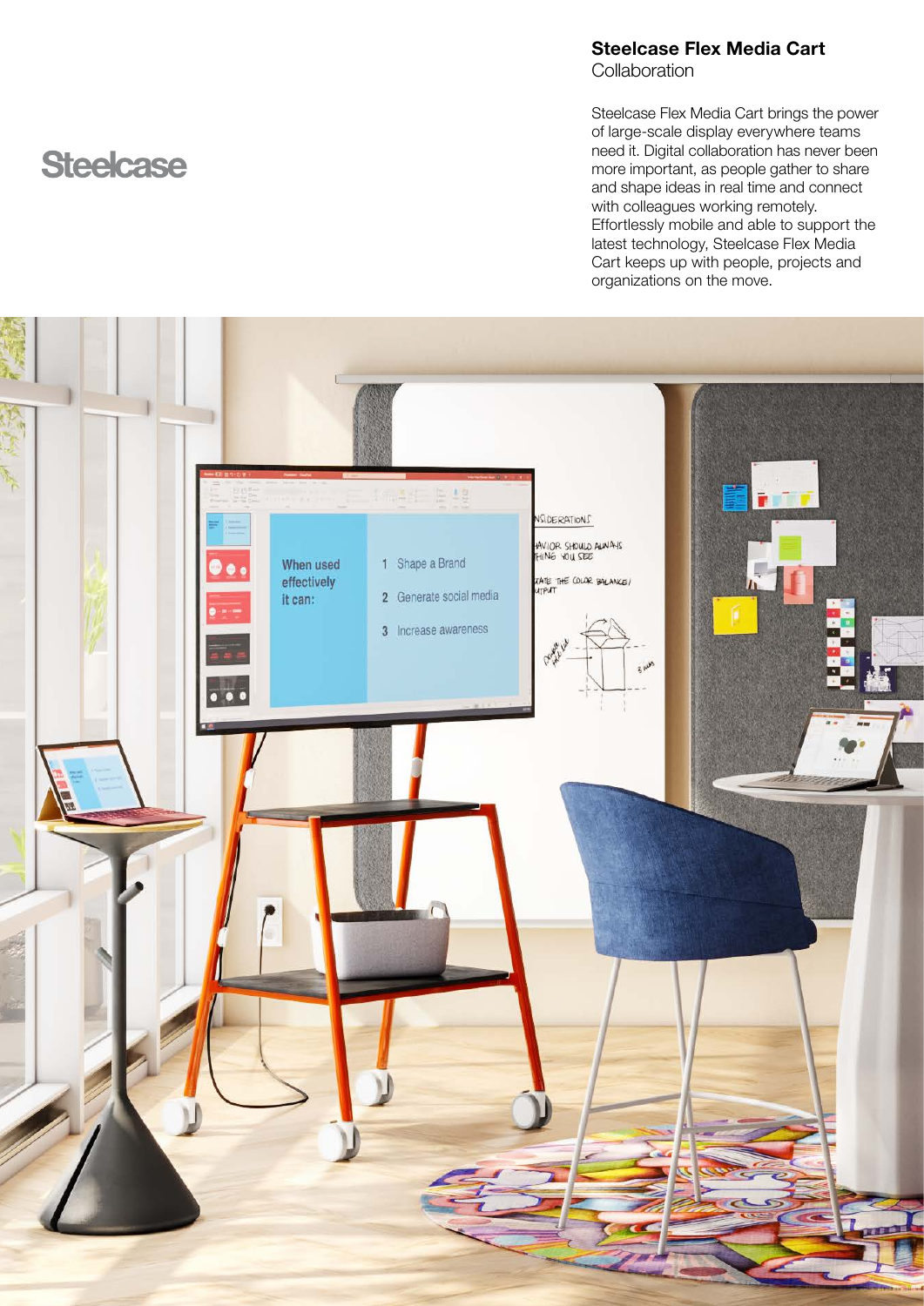Steelcase

## Steelcase Flex Media Cart

Collaboration

Steelcase Flex Media Cart brings the power of large-scale display everywhere teams need it. Digital collaboration has never been more important, as people gather to share and shape ideas in real time and connect with colleagues working remotely. Effortlessly mobile and able to support the latest technology, Steelcase Flex Media Cart keeps up with people, projects and organizations on the move.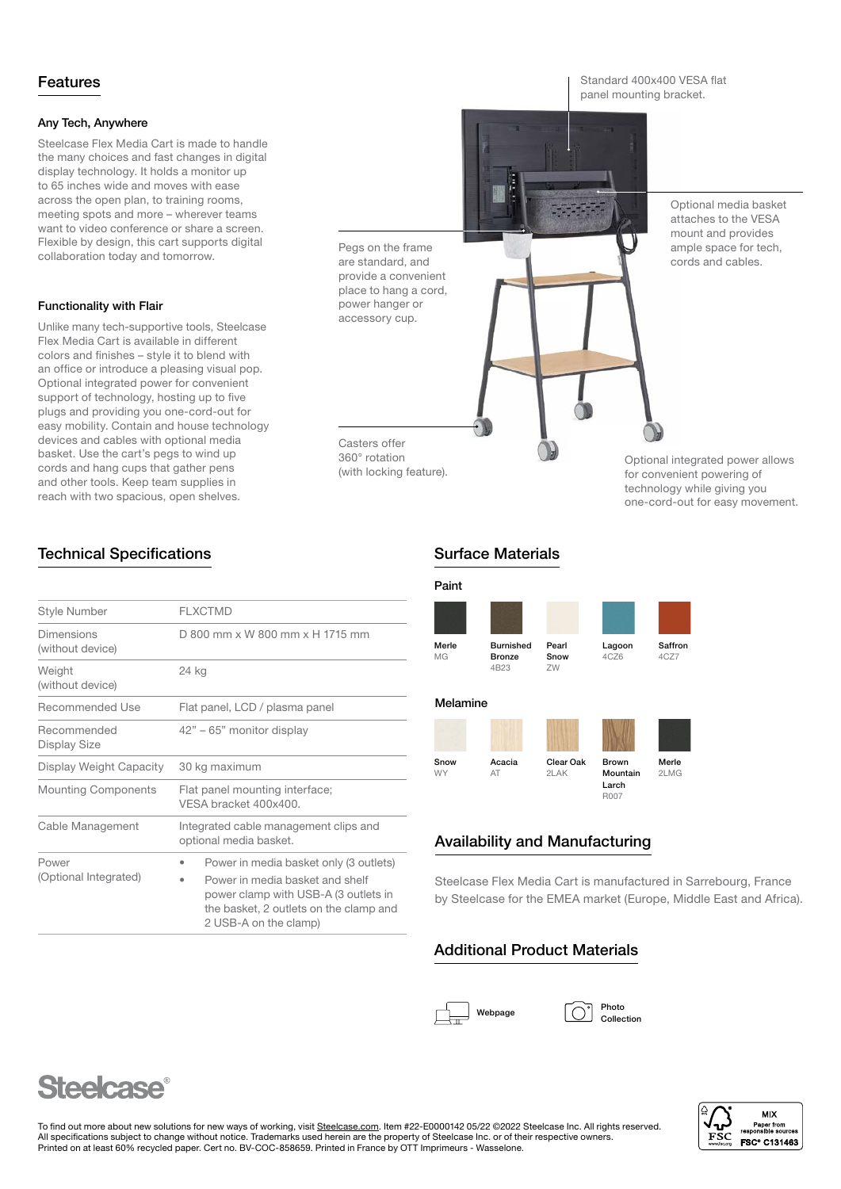## Features

### Any Tech, Anywhere

Steelcase Flex Media Cart is made to handle the many choices and fast changes in digital display technology. It holds a monitor up to 65 inches wide and moves with ease across the open plan, to training rooms, meeting spots and more – wherever teams want to video conference or share a screen. Flexible by design, this cart supports digital collaboration today and tomorrow.

### Functionality with Flair

Unlike many tech-supportive tools, Steelcase Flex Media Cart is available in different colors and finishes – style it to blend with an office or introduce a pleasing visual pop. Optional integrated power for convenient support of technology, hosting up to five plugs and providing you one-cord-out for easy mobility. Contain and house technology devices and cables with optional media basket. Use the cart's pegs to wind up cords and hang cups that gather pens and other tools. Keep team supplies in reach with two spacious, open shelves.

Standard 400x400 VESA flat panel mounting bracket.

Optional media basket attaches to the VESA mount and provides ample space for tech, cords and cables.

Pegs on the frame are standard, and provide a convenient place to hang a cord, power hanger or accessory cup.

Casters offer 360° rotation (with locking feature).

Optional integrated power allows for convenient powering of technology while giving you one-cord-out for easy movement.

## Technical Specifications

| | |
|---|---|
| Style Number | FLXCTMD |
| Dimensions (without device) | D 800 mm x W 800 mm x H 1715 mm |
| Weight (without device) | 24 kg |
| Recommended Use | Flat panel, LCD / plasma panel |
| Recommended Display Size | 42" – 65" monitor display |
| Display Weight Capacity | 30 kg maximum |
| Mounting Components | Flat panel mounting interface; VESA bracket 400x400. |
| Cable Management | Integrated cable management clips and optional media basket. |
| Power (Optional Integrated) | • Power in media basket only (3 outlets)<br>• Power in media basket and shelf power clamp with USB-A (3 outlets in the basket, 2 outlets on the clamp and 2 USB-A on the clamp) |

## Surface Materials

### Paint

- Merle MG
- Burnished Bronze 4B23
- Pearl Snow ZW
- Lagoon 4CZ6
- Saffron 4CZ7

### Melamine

- Snow WY
- Acacia AT
- Clear Oak 2LAK
- Brown Mountain Larch R007
- Merle 2LMG

## Availability and Manufacturing

Steelcase Flex Media Cart is manufactured in Sarrebourg, France by Steelcase for the EMEA market (Europe, Middle East and Africa).

## Additional Product Materials

Webpage

Photo Collection

Steelcase®

To find out more about new solutions for new ways of working, visit Steelcase.com. Item #22-E0000142 05/22 ©2022 Steelcase Inc. All rights reserved. All specifications subject to change without notice. Trademarks used herein are the property of Steelcase Inc. or of their respective owners. Printed on at least 60% recycled paper. Cert no. BV-COC-858659. Printed in France by OTT Imprimeurs - Wasselone.

MIX Paper from responsible sources FSC® C131463